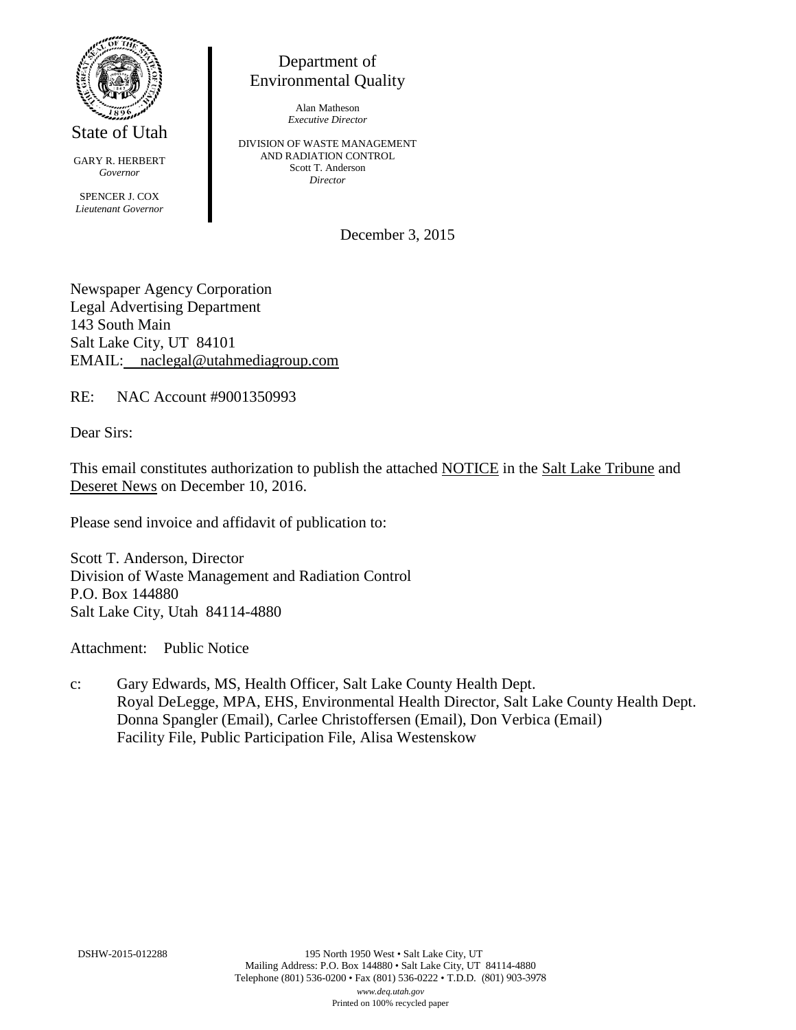State of Utah

GARY R. HERBERT
*Governor*

SPENCER J. COX
*Lieutenant Governor*

Department of
Environmental Quality

Alan Matheson
*Executive Director*

DIVISION OF WASTE MANAGEMENT
AND RADIATION CONTROL
Scott T. Anderson
*Director*

December 3, 2015

Newspaper Agency Corporation
Legal Advertising Department
143 South Main
Salt Lake City, UT 84101
EMAIL: naclegal@utahmediagroup.com

RE: NAC Account #9001350993

Dear Sirs:

This email constitutes authorization to publish the attached NOTICE in the Salt Lake Tribune and Deseret News on December 10, 2016.

Please send invoice and affidavit of publication to:

Scott T. Anderson, Director
Division of Waste Management and Radiation Control
P.O. Box 144880
Salt Lake City, Utah 84114-4880

Attachment: Public Notice

c: Gary Edwards, MS, Health Officer, Salt Lake County Health Dept.
Royal DeLegge, MPA, EHS, Environmental Health Director, Salt Lake County Health Dept.
Donna Spangler (Email), Carlee Christoffersen (Email), Don Verbica (Email)
Facility File, Public Participation File, Alisa Westenskow

DSHW-2015-012288

195 North 1950 West • Salt Lake City, UT
Mailing Address: P.O. Box 144880 • Salt Lake City, UT 84114-4880
Telephone (801) 536-0200 • Fax (801) 536-0222 • T.D.D. (801) 903-3978
*www.deq.utah.gov*
Printed on 100% recycled paper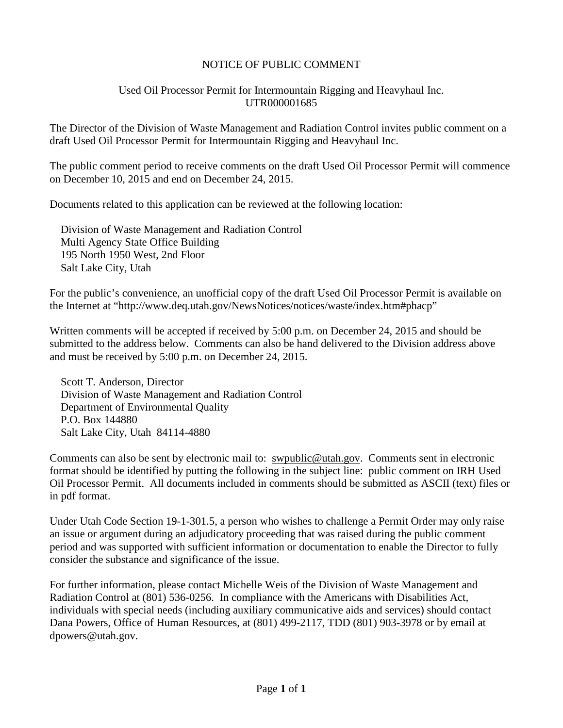# NOTICE OF PUBLIC COMMENT

## Used Oil Processor Permit for Intermountain Rigging and Heavyhaul Inc. UTR000001685

The Director of the Division of Waste Management and Radiation Control invites public comment on a draft Used Oil Processor Permit for Intermountain Rigging and Heavyhaul Inc.

The public comment period to receive comments on the draft Used Oil Processor Permit will commence on December 10, 2015 and end on December 24, 2015.

Documents related to this application can be reviewed at the following location:

Division of Waste Management and Radiation Control  
Multi Agency State Office Building  
195 North 1950 West, 2nd Floor  
Salt Lake City, Utah

For the public's convenience, an unofficial copy of the draft Used Oil Processor Permit is available on the Internet at "http://www.deq.utah.gov/NewsNotices/notices/waste/index.htm#phacp"

Written comments will be accepted if received by 5:00 p.m. on December 24, 2015 and should be submitted to the address below. Comments can also be hand delivered to the Division address above and must be received by 5:00 p.m. on December 24, 2015.

Scott T. Anderson, Director  
Division of Waste Management and Radiation Control  
Department of Environmental Quality  
P.O. Box 144880  
Salt Lake City, Utah 84114-4880

Comments can also be sent by electronic mail to: swpublic@utah.gov. Comments sent in electronic format should be identified by putting the following in the subject line: public comment on IRH Used Oil Processor Permit. All documents included in comments should be submitted as ASCII (text) files or in pdf format.

Under Utah Code Section 19-1-301.5, a person who wishes to challenge a Permit Order may only raise an issue or argument during an adjudicatory proceeding that was raised during the public comment period and was supported with sufficient information or documentation to enable the Director to fully consider the substance and significance of the issue.

For further information, please contact Michelle Weis of the Division of Waste Management and Radiation Control at (801) 536-0256. In compliance with the Americans with Disabilities Act, individuals with special needs (including auxiliary communicative aids and services) should contact Dana Powers, Office of Human Resources, at (801) 499-2117, TDD (801) 903-3978 or by email at dpowers@utah.gov.